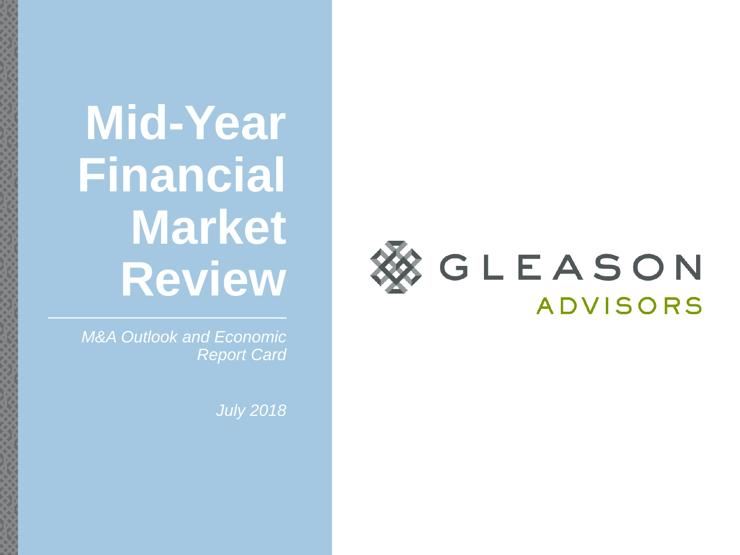# Mid-Year Financial Market Review

*M&A Outlook and Economic Report Card*

*July 2018*

GLEASON
ADVISORS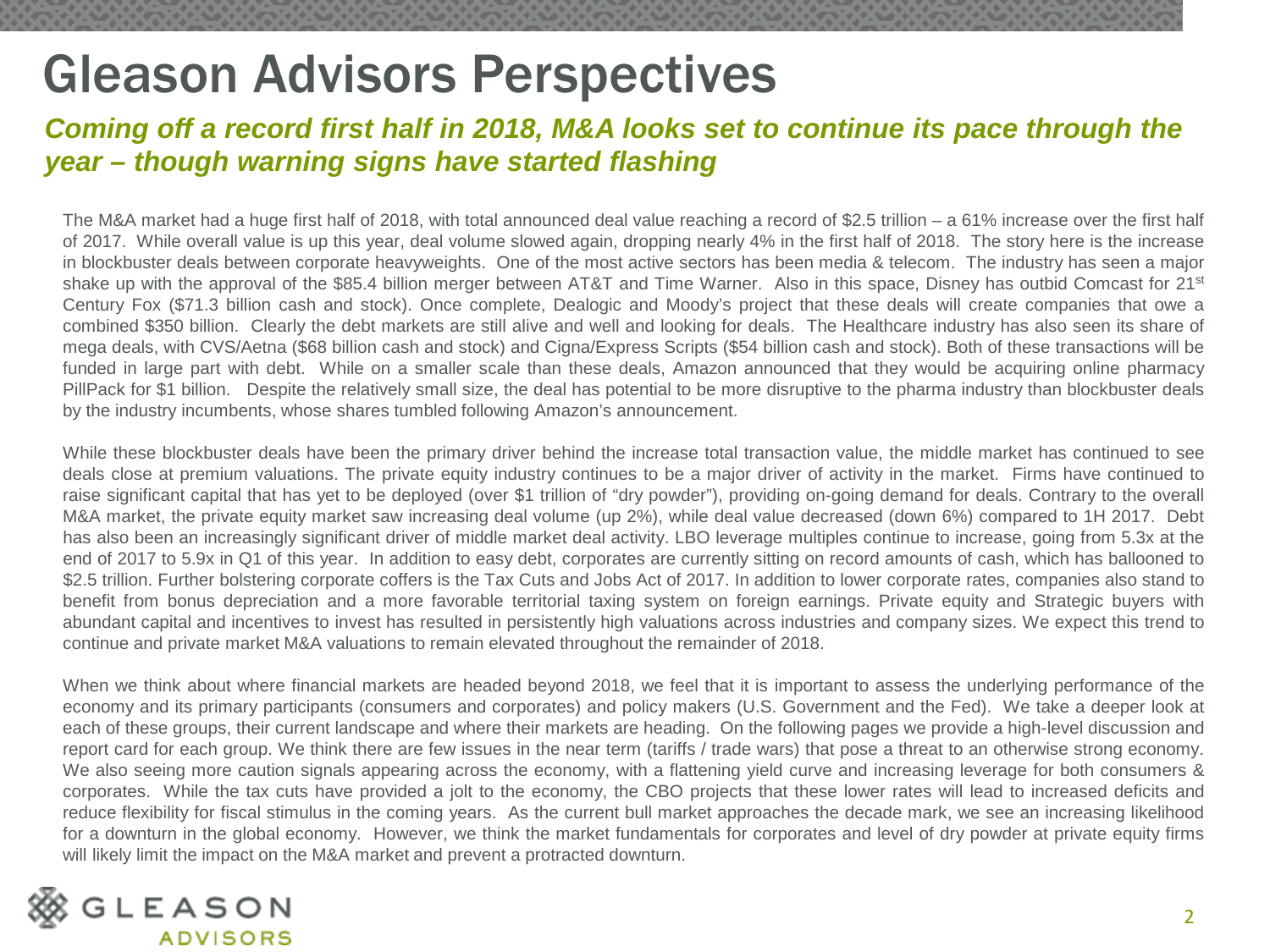# Gleason Advisors Perspectives

***Coming off a record first half in 2018, M&A looks set to continue its pace through the year – though warning signs have started flashing***

The M&A market had a huge first half of 2018, with total announced deal value reaching a record of $2.5 trillion – a 61% increase over the first half of 2017. While overall value is up this year, deal volume slowed again, dropping nearly 4% in the first half of 2018. The story here is the increase in blockbuster deals between corporate heavyweights. One of the most active sectors has been media & telecom. The industry has seen a major shake up with the approval of the $85.4 billion merger between AT&T and Time Warner. Also in this space, Disney has outbid Comcast for 21st Century Fox ($71.3 billion cash and stock). Once complete, Dealogic and Moody's project that these deals will create companies that owe a combined $350 billion. Clearly the debt markets are still alive and well and looking for deals. The Healthcare industry has also seen its share of mega deals, with CVS/Aetna ($68 billion cash and stock) and Cigna/Express Scripts ($54 billion cash and stock). Both of these transactions will be funded in large part with debt. While on a smaller scale than these deals, Amazon announced that they would be acquiring online pharmacy PillPack for $1 billion. Despite the relatively small size, the deal has potential to be more disruptive to the pharma industry than blockbuster deals by the industry incumbents, whose shares tumbled following Amazon's announcement.

While these blockbuster deals have been the primary driver behind the increase total transaction value, the middle market has continued to see deals close at premium valuations. The private equity industry continues to be a major driver of activity in the market. Firms have continued to raise significant capital that has yet to be deployed (over $1 trillion of "dry powder"), providing on-going demand for deals. Contrary to the overall M&A market, the private equity market saw increasing deal volume (up 2%), while deal value decreased (down 6%) compared to 1H 2017. Debt has also been an increasingly significant driver of middle market deal activity. LBO leverage multiples continue to increase, going from 5.3x at the end of 2017 to 5.9x in Q1 of this year. In addition to easy debt, corporates are currently sitting on record amounts of cash, which has ballooned to $2.5 trillion. Further bolstering corporate coffers is the Tax Cuts and Jobs Act of 2017. In addition to lower corporate rates, companies also stand to benefit from bonus depreciation and a more favorable territorial taxing system on foreign earnings. Private equity and Strategic buyers with abundant capital and incentives to invest has resulted in persistently high valuations across industries and company sizes. We expect this trend to continue and private market M&A valuations to remain elevated throughout the remainder of 2018.

When we think about where financial markets are headed beyond 2018, we feel that it is important to assess the underlying performance of the economy and its primary participants (consumers and corporates) and policy makers (U.S. Government and the Fed). We take a deeper look at each of these groups, their current landscape and where their markets are heading. On the following pages we provide a high-level discussion and report card for each group. We think there are few issues in the near term (tariffs / trade wars) that pose a threat to an otherwise strong economy. We also seeing more caution signals appearing across the economy, with a flattening yield curve and increasing leverage for both consumers & corporates. While the tax cuts have provided a jolt to the economy, the CBO projects that these lower rates will lead to increased deficits and reduce flexibility for fiscal stimulus in the coming years. As the current bull market approaches the decade mark, we see an increasing likelihood for a downturn in the global economy. However, we think the market fundamentals for corporates and level of dry powder at private equity firms will likely limit the impact on the M&A market and prevent a protracted downturn.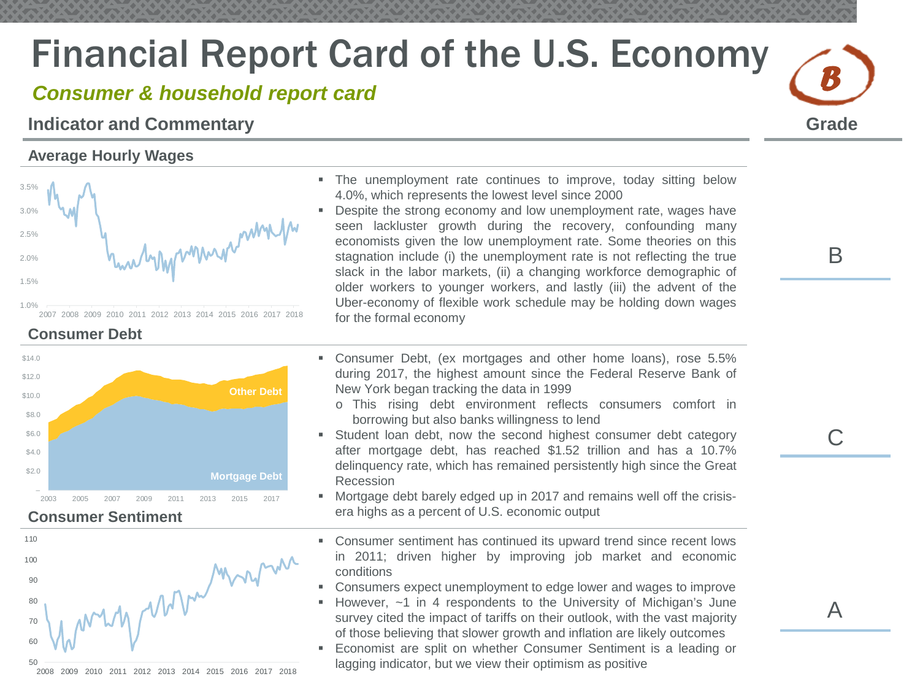# Financial Report Card of the U.S. Economy

***Consumer & household report card***

**Overall Grade: B**

## Indicator and Commentary

### Average Hourly Wages

**Grade: B**

- The unemployment rate continues to improve, today sitting below 4.0%, which represents the lowest level since 2000
- Despite the strong economy and low unemployment rate, wages have seen lackluster growth during the recovery, confounding many economists given the low unemployment rate. Some theories on this stagnation include (i) the unemployment rate is not reflecting the true slack in the labor markets, (ii) a changing workforce demographic of older workers to younger workers, and lastly (iii) the advent of the Uber-economy of flexible work schedule may be holding down wages for the formal economy

### Consumer Debt

**Grade: C**

- Consumer Debt, (ex mortgages and other home loans), rose 5.5% during 2017, the highest amount since the Federal Reserve Bank of New York began tracking the data in 1999
  - This rising debt environment reflects consumers comfort in borrowing but also banks willingness to lend
- Student loan debt, now the second highest consumer debt category after mortgage debt, has reached $1.52 trillion and has a 10.7% delinquency rate, which has remained persistently high since the Great Recession
- Mortgage debt barely edged up in 2017 and remains well off the crisis-era highs as a percent of U.S. economic output

### Consumer Sentiment

**Grade: A**

- Consumer sentiment has continued its upward trend since recent lows in 2011; driven higher by improving job market and economic conditions
- Consumers expect unemployment to edge lower and wages to improve
- However, ~1 in 4 respondents to the University of Michigan's June survey cited the impact of tariffs on their outlook, with the vast majority of those believing that slower growth and inflation are likely outcomes
- Economist are split on whether Consumer Sentiment is a leading or lagging indicator, but we view their optimism as positive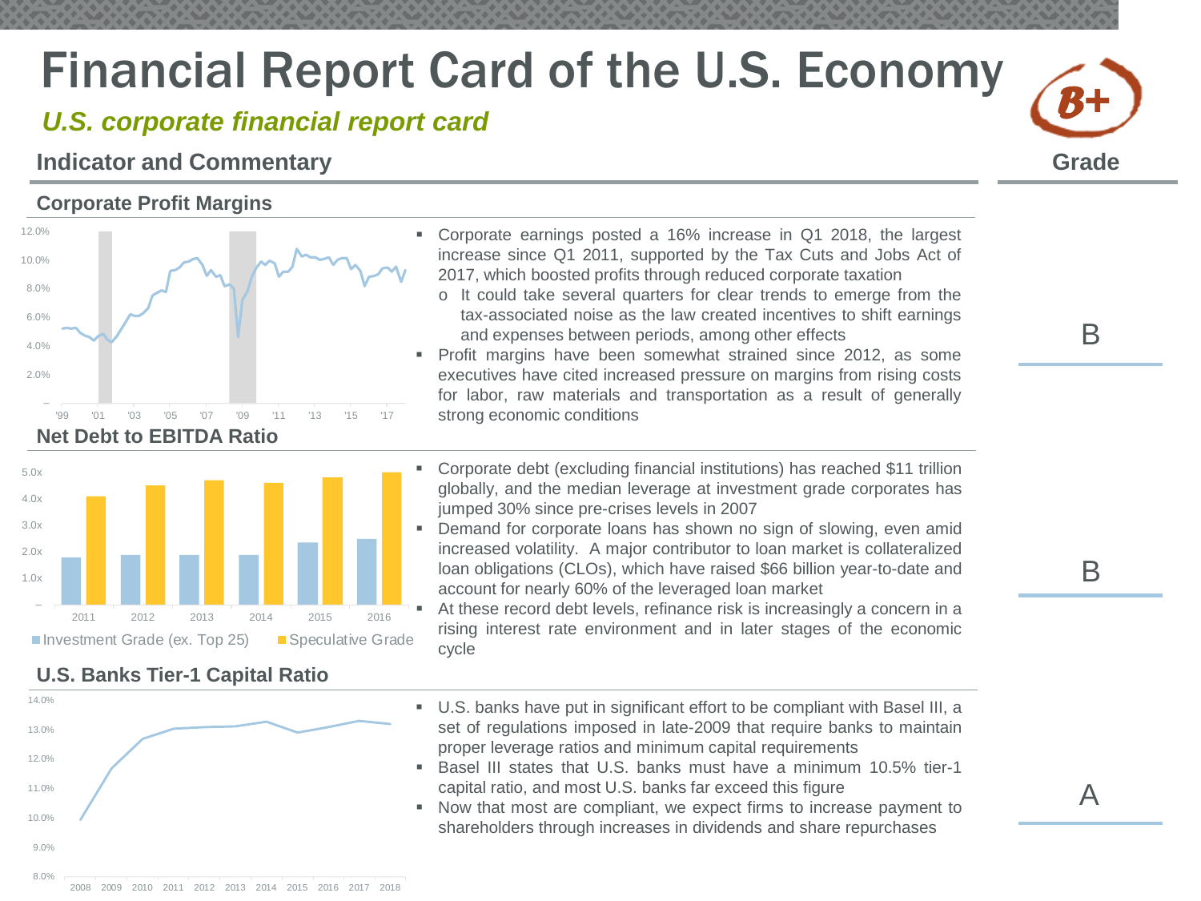# Financial Report Card of the U.S. Economy

***U.S. corporate financial report card***

**B+**

## Indicator and Commentary

**Grade**

### Corporate Profit Margins

- Corporate earnings posted a 16% increase in Q1 2018, the largest increase since Q1 2011, supported by the Tax Cuts and Jobs Act of 2017, which boosted profits through reduced corporate taxation
  - It could take several quarters for clear trends to emerge from the tax-associated noise as the law created incentives to shift earnings and expenses between periods, among other effects
- Profit margins have been somewhat strained since 2012, as some executives have cited increased pressure on margins from rising costs for labor, raw materials and transportation as a result of generally strong economic conditions

**Grade: B**

### Net Debt to EBITDA Ratio

Investment Grade (ex. Top 25) | Speculative Grade

- Corporate debt (excluding financial institutions) has reached $11 trillion globally, and the median leverage at investment grade corporates has jumped 30% since pre-crises levels in 2007
- Demand for corporate loans has shown no sign of slowing, even amid increased volatility. A major contributor to loan market is collateralized loan obligations (CLOs), which have raised $66 billion year-to-date and account for nearly 60% of the leveraged loan market
- At these record debt levels, refinance risk is increasingly a concern in a rising interest rate environment and in later stages of the economic cycle

**Grade: B**

### U.S. Banks Tier-1 Capital Ratio

- U.S. banks have put in significant effort to be compliant with Basel III, a set of regulations imposed in late-2009 that require banks to maintain proper leverage ratios and minimum capital requirements
- Basel III states that U.S. banks must have a minimum 10.5% tier-1 capital ratio, and most U.S. banks far exceed this figure
- Now that most are compliant, we expect firms to increase payment to shareholders through increases in dividends and share repurchases

**Grade: A**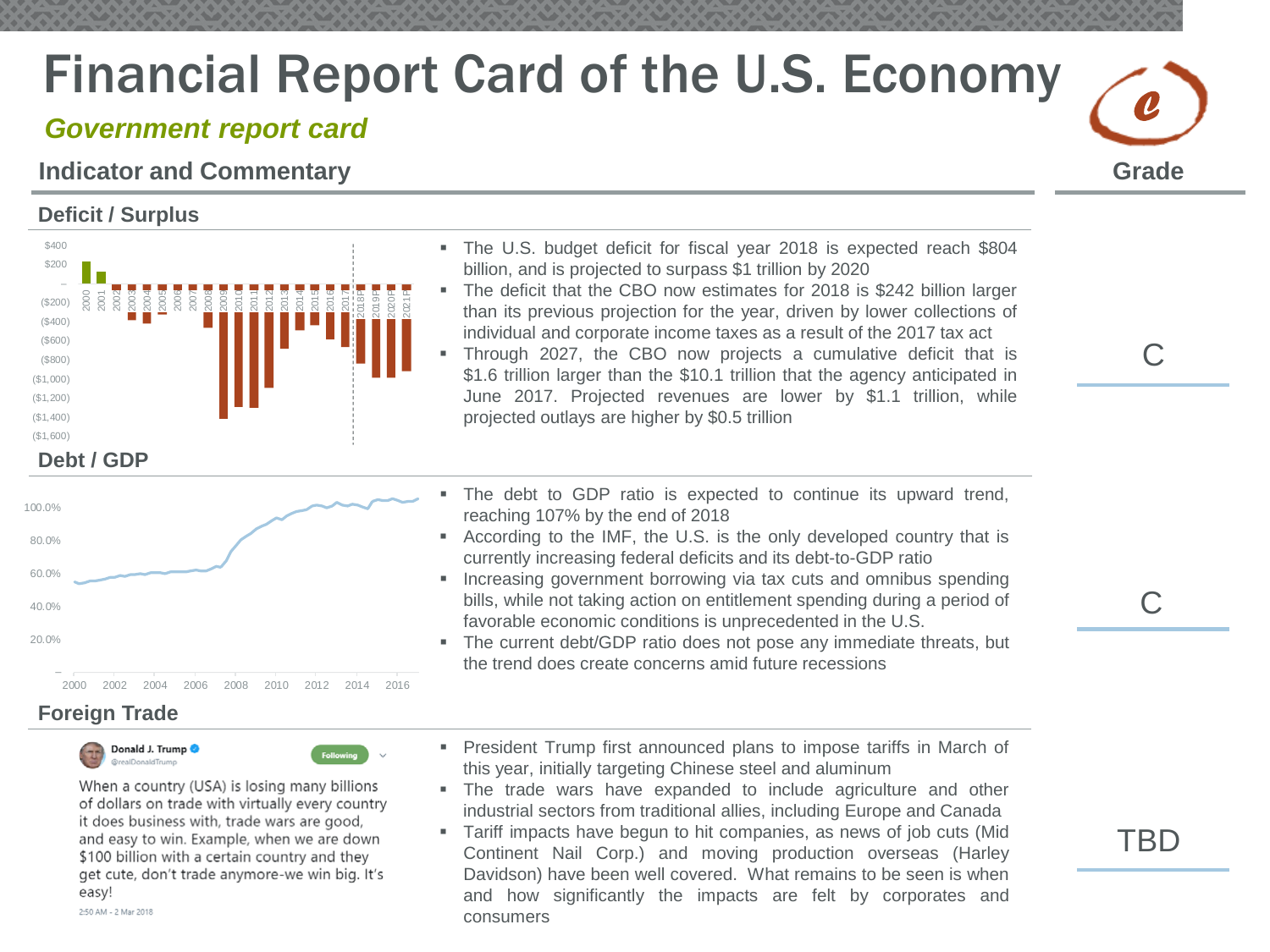# Financial Report Card of the U.S. Economy

***Government report card***

## Indicator and Commentary

**Grade**

### Deficit / Surplus

- The U.S. budget deficit for fiscal year 2018 is expected reach $804 billion, and is projected to surpass $1 trillion by 2020
- The deficit that the CBO now estimates for 2018 is $242 billion larger than its previous projection for the year, driven by lower collections of individual and corporate income taxes as a result of the 2017 tax act
- Through 2027, the CBO now projects a cumulative deficit that is $1.6 trillion larger than the $10.1 trillion that the agency anticipated in June 2017. Projected revenues are lower by $1.1 trillion, while projected outlays are higher by $0.5 trillion

Grade: C

### Debt / GDP

- The debt to GDP ratio is expected to continue its upward trend, reaching 107% by the end of 2018
- According to the IMF, the U.S. is the only developed country that is currently increasing federal deficits and its debt-to-GDP ratio
- Increasing government borrowing via tax cuts and omnibus spending bills, while not taking action on entitlement spending during a period of favorable economic conditions is unprecedented in the U.S.
- The current debt/GDP ratio does not pose any immediate threats, but the trend does create concerns amid future recessions

Grade: C

### Foreign Trade

- President Trump first announced plans to impose tariffs in March of this year, initially targeting Chinese steel and aluminum
- The trade wars have expanded to include agriculture and other industrial sectors from traditional allies, including Europe and Canada
- Tariff impacts have begun to hit companies, as news of job cuts (Mid Continent Nail Corp.) and moving production overseas (Harley Davidson) have been well covered. What remains to be seen is when and how significantly the impacts are felt by corporates and consumers

Grade: TBD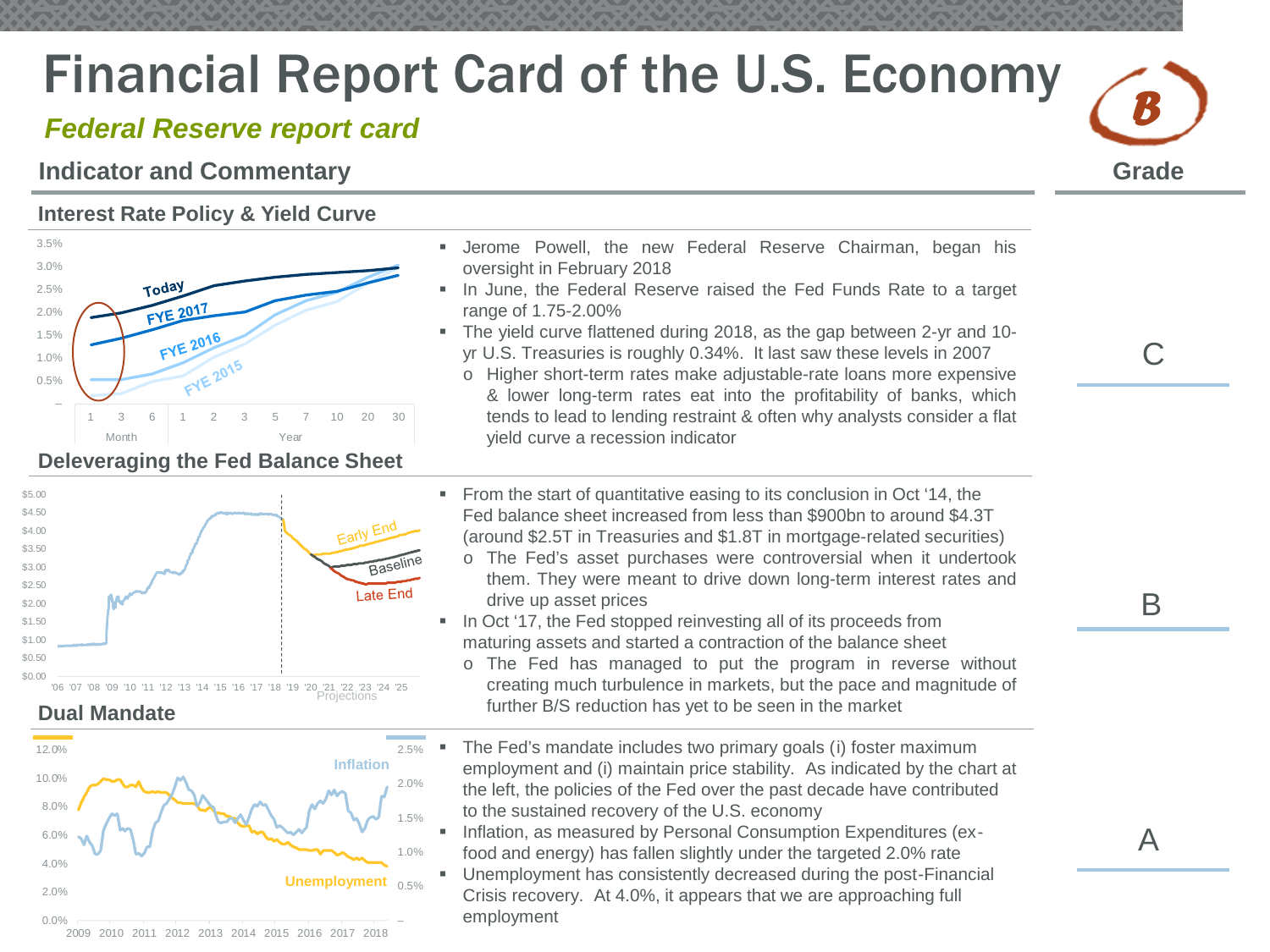# Financial Report Card of the U.S. Economy

***Federal Reserve report card***

## Indicator and Commentary

**Grade: B**

### Interest Rate Policy & Yield Curve

- Jerome Powell, the new Federal Reserve Chairman, began his oversight in February 2018
- In June, the Federal Reserve raised the Fed Funds Rate to a target range of 1.75-2.00%
- The yield curve flattened during 2018, as the gap between 2-yr and 10-yr U.S. Treasuries is roughly 0.34%. It last saw these levels in 2007
  - Higher short-term rates make adjustable-rate loans more expensive & lower long-term rates eat into the profitability of banks, which tends to lead to lending restraint & often why analysts consider a flat yield curve a recession indicator

Grade: C

### Deleveraging the Fed Balance Sheet

- From the start of quantitative easing to its conclusion in Oct '14, the Fed balance sheet increased from less than $900bn to around $4.3T (around $2.5T in Treasuries and $1.8T in mortgage-related securities)
  - The Fed's asset purchases were controversial when it undertook them. They were meant to drive down long-term interest rates and drive up asset prices
- In Oct '17, the Fed stopped reinvesting all of its proceeds from maturing assets and started a contraction of the balance sheet
  - The Fed has managed to put the program in reverse without creating much turbulence in markets, but the pace and magnitude of further B/S reduction has yet to be seen in the market

Grade: B

### Dual Mandate

- The Fed's mandate includes two primary goals (i) foster maximum employment and (i) maintain price stability. As indicated by the chart at the left, the policies of the Fed over the past decade have contributed to the sustained recovery of the U.S. economy
- Inflation, as measured by Personal Consumption Expenditures (ex-food and energy) has fallen slightly under the targeted 2.0% rate
- Unemployment has consistently decreased during the post-Financial Crisis recovery. At 4.0%, it appears that we are approaching full employment

Grade: A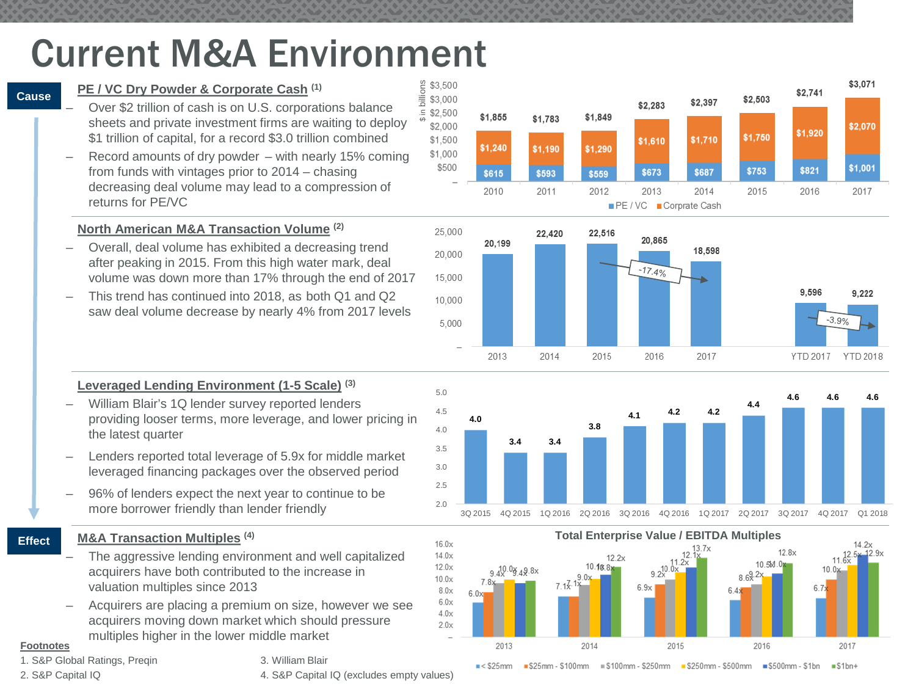# Current M&A Environment

**Cause** → **Effect**

## PE / VC Dry Powder & Corporate Cash (1)

- Over $2 trillion of cash is on U.S. corporations balance sheets and private investment firms are waiting to deploy $1 trillion of capital, for a record $3.0 trillion combined
- Record amounts of dry powder – with nearly 15% coming from funds with vintages prior to 2014 – chasing decreasing deal volume may lead to a compression of returns for PE/VC

($ in billions)

| Year | PE / VC | Corprate Cash | Total |
|---|---|---|---|
| 2010 | $615 | $1,240 | $1,855 |
| 2011 | $593 | $1,190 | $1,783 |
| 2012 | $559 | $1,290 | $1,849 |
| 2013 | $673 | $1,610 | $2,283 |
| 2014 | $687 | $1,710 | $2,397 |
| 2015 | $753 | $1,750 | $2,503 |
| 2016 | $821 | $1,920 | $2,741 |
| 2017 | $1,001 | $2,070 | $3,071 |

## North American M&A Transaction Volume (2)

- Overall, deal volume has exhibited a decreasing trend after peaking in 2015. From this high water mark, deal volume was down more than 17% through the end of 2017
- This trend has continued into 2018, as both Q1 and Q2 saw deal volume decrease by nearly 4% from 2017 levels

| 2013 | 2014 | 2015 | 2016 | 2017 | YTD 2017 | YTD 2018 |
|---|---|---|---|---|---|---|
| 20,199 | 22,420 | 22,516 | 20,865 | 18,598 | 9,596 | 9,222 |

2015 to 2017: -17.4%; YTD 2017 to YTD 2018: -3.9%

## Leveraged Lending Environment (1-5 Scale) (3)

- William Blair's 1Q lender survey reported lenders providing looser terms, more leverage, and lower pricing in the latest quarter
- Lenders reported total leverage of 5.9x for middle market leveraged financing packages over the observed period
- 96% of lenders expect the next year to continue to be more borrower friendly than lender friendly

| 3Q 2015 | 4Q 2015 | 1Q 2016 | 2Q 2016 | 3Q 2016 | 4Q 2016 | 1Q 2017 | 2Q 2017 | 3Q 2017 | 4Q 2017 | Q1 2018 |
|---|---|---|---|---|---|---|---|---|---|---|
| 4.0 | 3.4 | 3.4 | 3.8 | 4.1 | 4.2 | 4.2 | 4.4 | 4.6 | 4.6 | 4.6 |

## M&A Transaction Multiples (4)

- The aggressive lending environment and well capitalized acquirers have both contributed to the increase in valuation multiples since 2013
- Acquirers are placing a premium on size, however we see acquirers moving down market which should pressure multiples higher in the lower middle market

**Total Enterprise Value / EBITDA Multiples**

| Year | < $25mm | $25mm - $100mm | $100mm - $250mm | $250mm - $500mm | $500mm - $1bn | $1bn+ |
|---|---|---|---|---|---|---|
| 2013 | 6.0x | 7.8x | 9.4x | 10.0x | 9.4x | 9.8x |
| 2014 | 7.1x | 7.1x | 9.0x | 10.1x | 10.8x | 12.2x |
| 2015 | 6.9x | 9.2x | 10.0x | 11.2x | 12.1x | 13.7x |
| 2016 | 6.4x | 8.6x | 9.2x | 10.5x | 11.0x | 12.8x |
| 2017 | 6.7x | 10.0x | 11.6x | 12.5x | 14.2x | 12.9x |

**Footnotes**

1. S&P Global Ratings, Preqin
2. S&P Capital IQ
3. William Blair
4. S&P Capital IQ (excludes empty values)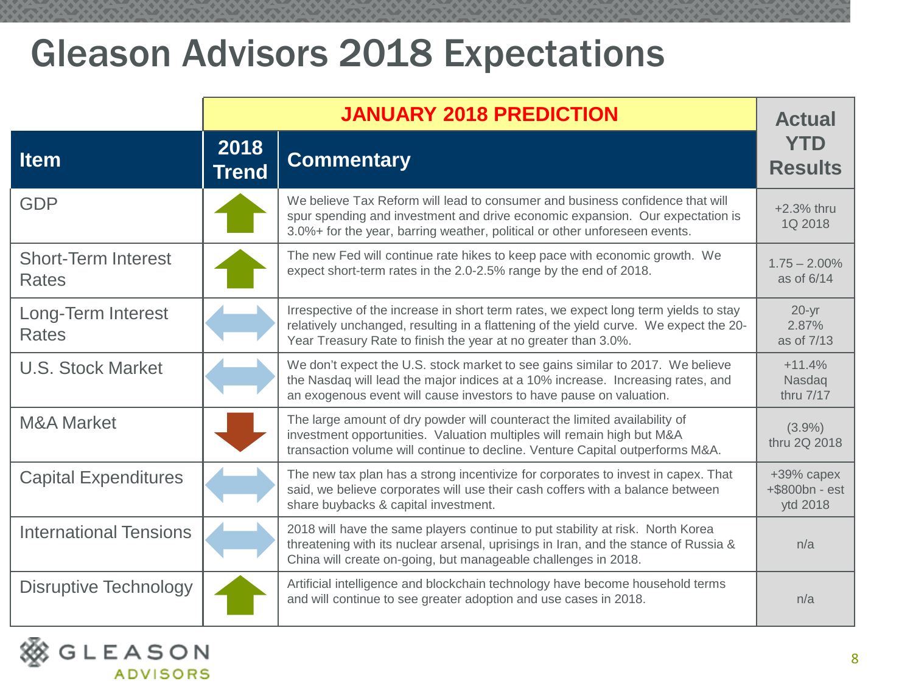# Gleason Advisors 2018 Expectations

| | JANUARY 2018 PREDICTION | | Actual YTD Results |
|---|---|---|---|
| **Item** | **2018 Trend** | **Commentary** | |
| GDP | ↑ | We believe Tax Reform will lead to consumer and business confidence that will spur spending and investment and drive economic expansion. Our expectation is 3.0%+ for the year, barring weather, political or other unforeseen events. | +2.3% thru 1Q 2018 |
| Short-Term Interest Rates | ↑ | The new Fed will continue rate hikes to keep pace with economic growth. We expect short-term rates in the 2.0-2.5% range by the end of 2018. | 1.75 – 2.00% as of 6/14 |
| Long-Term Interest Rates | ↔ | Irrespective of the increase in short term rates, we expect long term yields to stay relatively unchanged, resulting in a flattening of the yield curve. We expect the 20-Year Treasury Rate to finish the year at no greater than 3.0%. | 20-yr 2.87% as of 7/13 |
| U.S. Stock Market | ↔ | We don't expect the U.S. stock market to see gains similar to 2017. We believe the Nasdaq will lead the major indices at a 10% increase. Increasing rates, and an exogenous event will cause investors to have pause on valuation. | +11.4% Nasdaq thru 7/17 |
| M&A Market | ↓ | The large amount of dry powder will counteract the limited availability of investment opportunities. Valuation multiples will remain high but M&A transaction volume will continue to decline. Venture Capital outperforms M&A. | (3.9%) thru 2Q 2018 |
| Capital Expenditures | ↔ | The new tax plan has a strong incentivize for corporates to invest in capex. That said, we believe corporates will use their cash coffers with a balance between share buybacks & capital investment. | +39% capex +$800bn - est ytd 2018 |
| International Tensions | ↔ | 2018 will have the same players continue to put stability at risk. North Korea threatening with its nuclear arsenal, uprisings in Iran, and the stance of Russia & China will create on-going, but manageable challenges in 2018. | n/a |
| Disruptive Technology | ↑ | Artificial intelligence and blockchain technology have become household terms and will continue to see greater adoption and use cases in 2018. | n/a |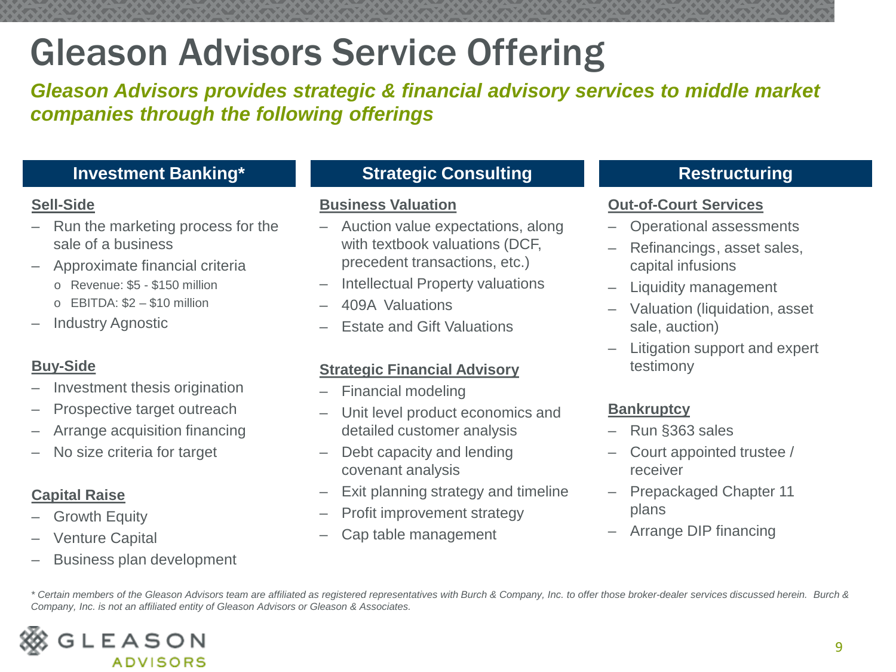# Gleason Advisors Service Offering

***Gleason Advisors provides strategic & financial advisory services to middle market companies through the following offerings***

## Investment Banking*

**Sell-Side**

- Run the marketing process for the sale of a business
- Approximate financial criteria
  - Revenue: $5 - $150 million
  - EBITDA: $2 – $10 million
- Industry Agnostic

**Buy-Side**

- Investment thesis origination
- Prospective target outreach
- Arrange acquisition financing
- No size criteria for target

**Capital Raise**

- Growth Equity
- Venture Capital
- Business plan development

## Strategic Consulting

**Business Valuation**

- Auction value expectations, along with textbook valuations (DCF, precedent transactions, etc.)
- Intellectual Property valuations
- 409A Valuations
- Estate and Gift Valuations

**Strategic Financial Advisory**

- Financial modeling
- Unit level product economics and detailed customer analysis
- Debt capacity and lending covenant analysis
- Exit planning strategy and timeline
- Profit improvement strategy
- Cap table management

## Restructuring

**Out-of-Court Services**

- Operational assessments
- Refinancings, asset sales, capital infusions
- Liquidity management
- Valuation (liquidation, asset sale, auction)
- Litigation support and expert testimony

**Bankruptcy**

- Run §363 sales
- Court appointed trustee / receiver
- Prepackaged Chapter 11 plans
- Arrange DIP financing

*\* Certain members of the Gleason Advisors team are affiliated as registered representatives with Burch & Company, Inc. to offer those broker-dealer services discussed herein. Burch & Company, Inc. is not an affiliated entity of Gleason Advisors or Gleason & Associates.*

GLEASON ADVISORS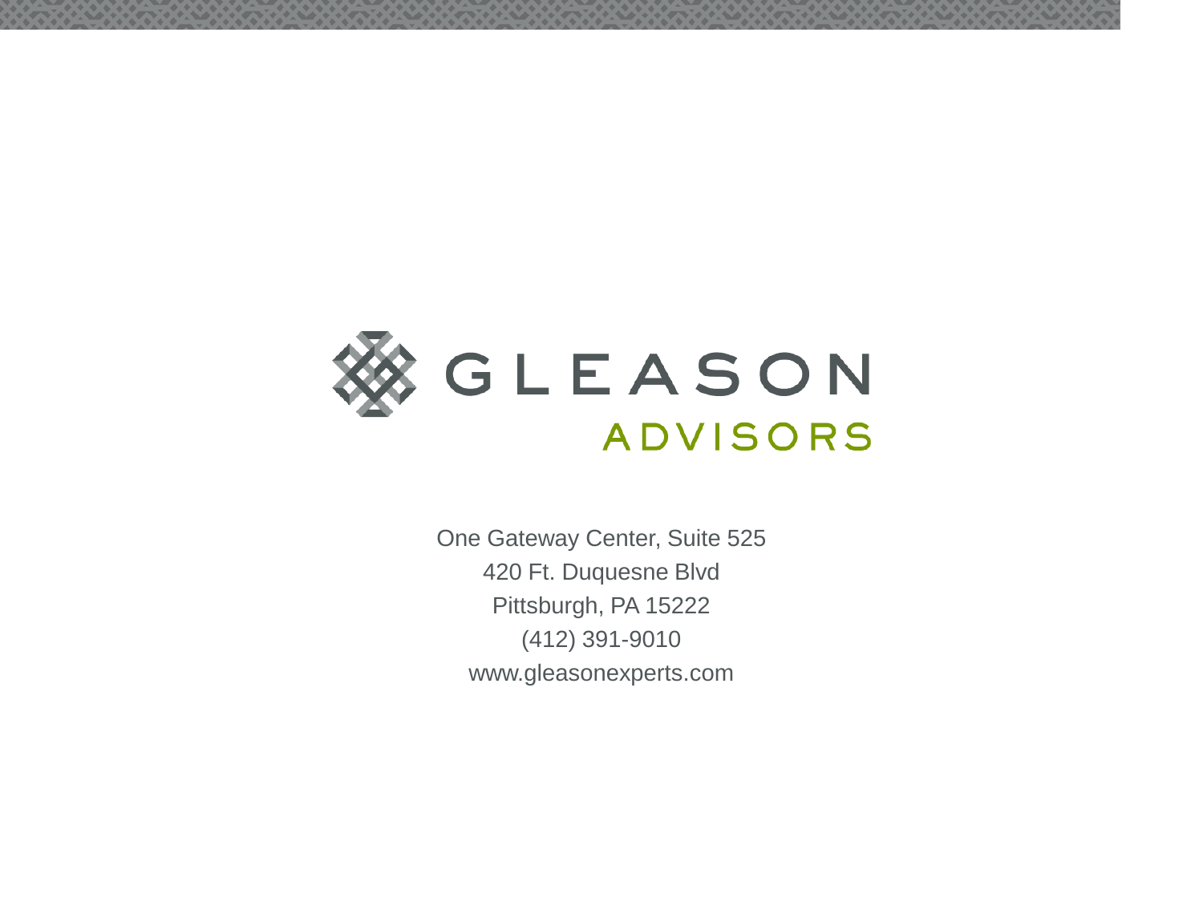GLEASON

ADVISORS

One Gateway Center, Suite 525
420 Ft. Duquesne Blvd
Pittsburgh, PA 15222
(412) 391-9010
www.gleasonexperts.com